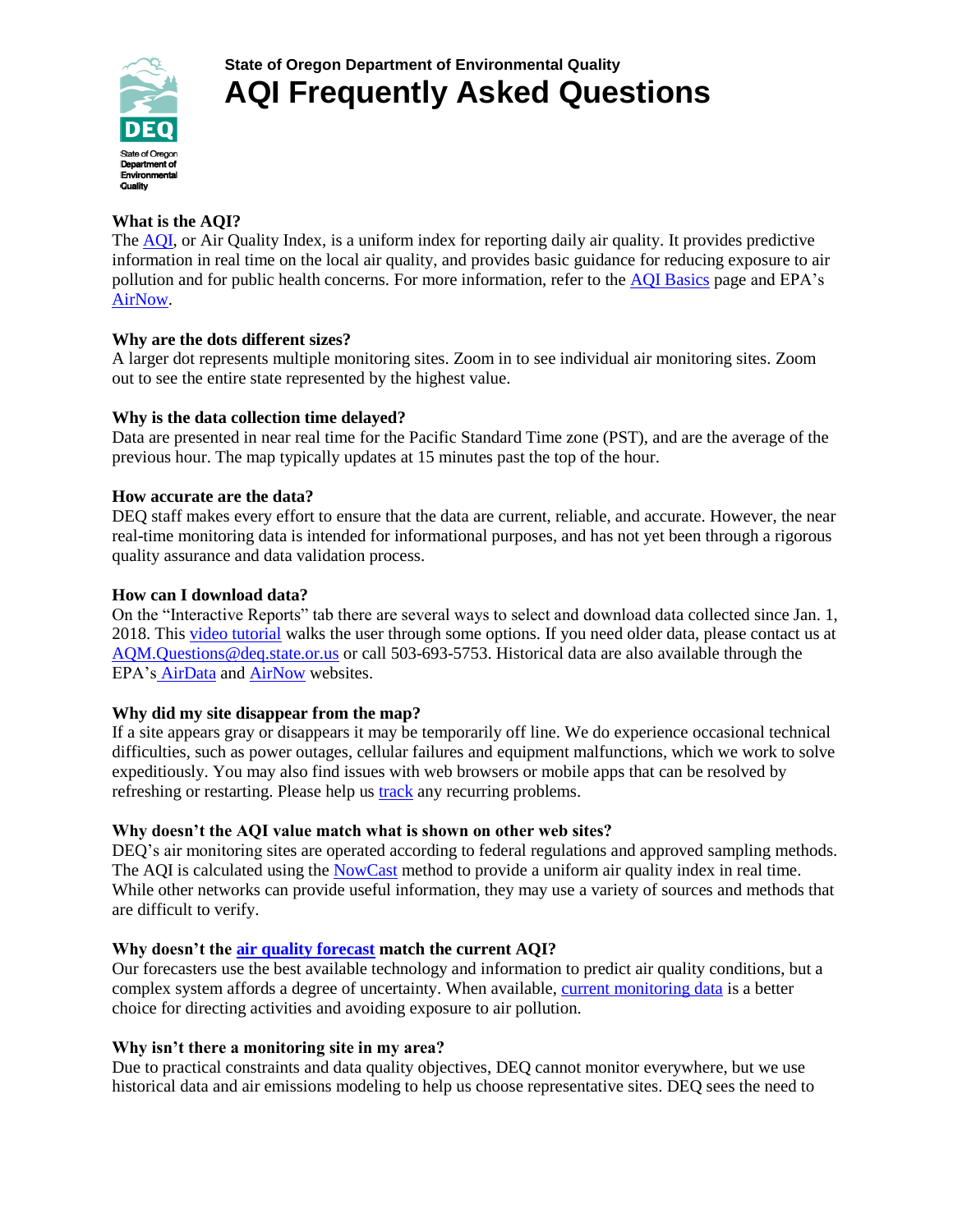State of Oregon Department of Environmental Quality

# AQI Frequently Asked Questions

### What is the AQI?

The AQI, or Air Quality Index, is a uniform index for reporting daily air quality. It provides predictive information in real time on the local air quality, and provides basic guidance for reducing exposure to air pollution and for public health concerns. For more information, refer to the AQI Basics page and EPA's AirNow.

### Why are the dots different sizes?

A larger dot represents multiple monitoring sites. Zoom in to see individual air monitoring sites. Zoom out to see the entire state represented by the highest value.

### Why is the data collection time delayed?

Data are presented in near real time for the Pacific Standard Time zone (PST), and are the average of the previous hour. The map typically updates at 15 minutes past the top of the hour.

### How accurate are the data?

DEQ staff makes every effort to ensure that the data are current, reliable, and accurate. However, the near real-time monitoring data is intended for informational purposes, and has not yet been through a rigorous quality assurance and data validation process.

### How can I download data?

On the "Interactive Reports" tab there are several ways to select and download data collected since Jan. 1, 2018. This video tutorial walks the user through some options. If you need older data, please contact us at AQM.Questions@deq.state.or.us or call 503-693-5753. Historical data are also available through the EPA's AirData and AirNow websites.

### Why did my site disappear from the map?

If a site appears gray or disappears it may be temporarily off line. We do experience occasional technical difficulties, such as power outages, cellular failures and equipment malfunctions, which we work to solve expeditiously. You may also find issues with web browsers or mobile apps that can be resolved by refreshing or restarting. Please help us track any recurring problems.

### Why doesn't the AQI value match what is shown on other web sites?

DEQ's air monitoring sites are operated according to federal regulations and approved sampling methods. The AQI is calculated using the NowCast method to provide a uniform air quality index in real time. While other networks can provide useful information, they may use a variety of sources and methods that are difficult to verify.

### Why doesn't the air quality forecast match the current AQI?

Our forecasters use the best available technology and information to predict air quality conditions, but a complex system affords a degree of uncertainty. When available, current monitoring data is a better choice for directing activities and avoiding exposure to air pollution.

### Why isn't there a monitoring site in my area?

Due to practical constraints and data quality objectives, DEQ cannot monitor everywhere, but we use historical data and air emissions modeling to help us choose representative sites. DEQ sees the need to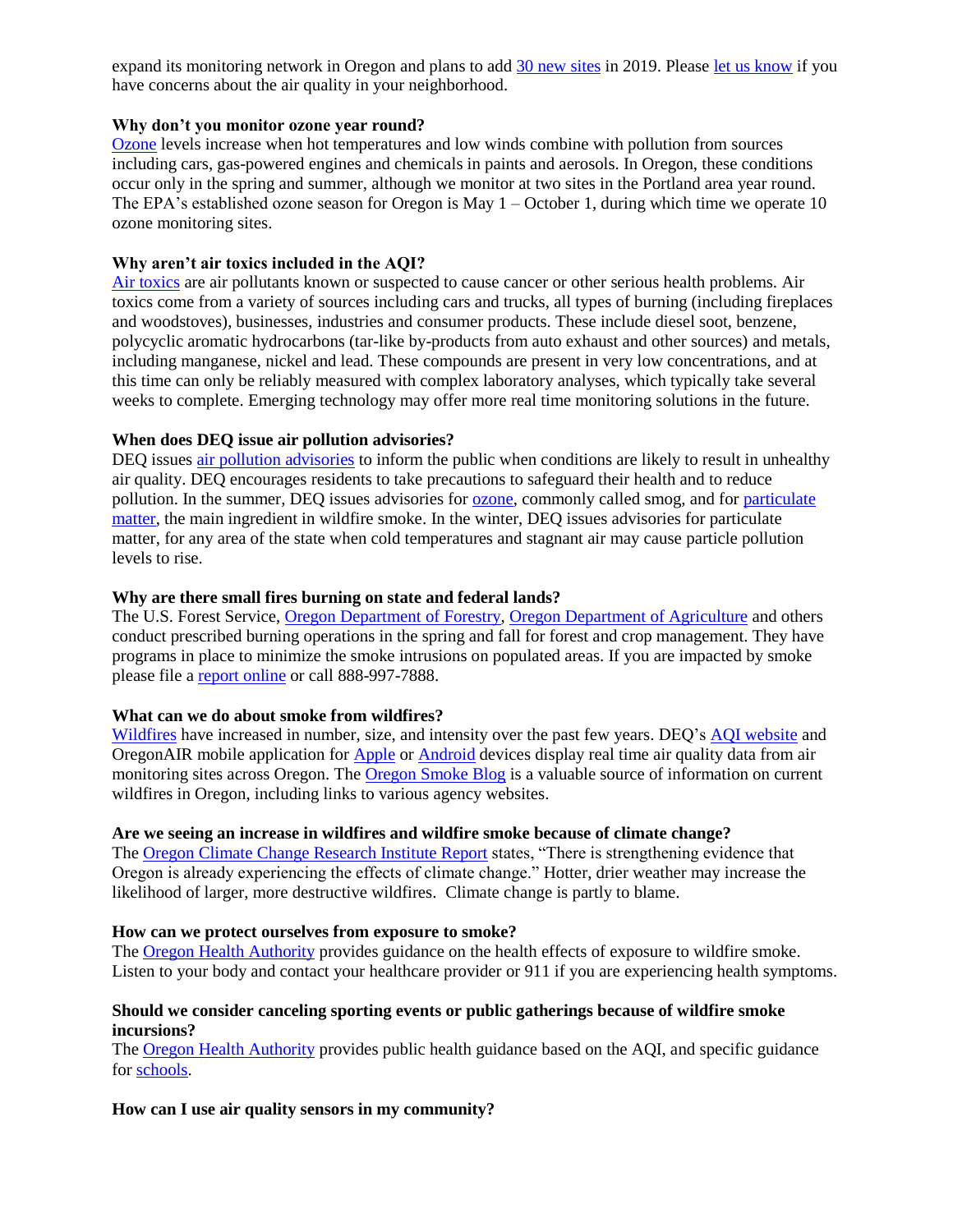expand its monitoring network in Oregon and plans to add 30 new sites in 2019. Please let us know if you have concerns about the air quality in your neighborhood.

**Why don't you monitor ozone year round?**

Ozone levels increase when hot temperatures and low winds combine with pollution from sources including cars, gas-powered engines and chemicals in paints and aerosols. In Oregon, these conditions occur only in the spring and summer, although we monitor at two sites in the Portland area year round. The EPA's established ozone season for Oregon is May 1 – October 1, during which time we operate 10 ozone monitoring sites.

**Why aren't air toxics included in the AQI?**

Air toxics are air pollutants known or suspected to cause cancer or other serious health problems. Air toxics come from a variety of sources including cars and trucks, all types of burning (including fireplaces and woodstoves), businesses, industries and consumer products. These include diesel soot, benzene, polycyclic aromatic hydrocarbons (tar-like by-products from auto exhaust and other sources) and metals, including manganese, nickel and lead. These compounds are present in very low concentrations, and at this time can only be reliably measured with complex laboratory analyses, which typically take several weeks to complete. Emerging technology may offer more real time monitoring solutions in the future.

**When does DEQ issue air pollution advisories?**

DEQ issues air pollution advisories to inform the public when conditions are likely to result in unhealthy air quality. DEQ encourages residents to take precautions to safeguard their health and to reduce pollution. In the summer, DEQ issues advisories for ozone, commonly called smog, and for particulate matter, the main ingredient in wildfire smoke. In the winter, DEQ issues advisories for particulate matter, for any area of the state when cold temperatures and stagnant air may cause particle pollution levels to rise.

**Why are there small fires burning on state and federal lands?**

The U.S. Forest Service, Oregon Department of Forestry, Oregon Department of Agriculture and others conduct prescribed burning operations in the spring and fall for forest and crop management. They have programs in place to minimize the smoke intrusions on populated areas. If you are impacted by smoke please file a report online or call 888-997-7888.

**What can we do about smoke from wildfires?**

Wildfires have increased in number, size, and intensity over the past few years. DEQ's AQI website and OregonAIR mobile application for Apple or Android devices display real time air quality data from air monitoring sites across Oregon. The Oregon Smoke Blog is a valuable source of information on current wildfires in Oregon, including links to various agency websites.

**Are we seeing an increase in wildfires and wildfire smoke because of climate change?**

The Oregon Climate Change Research Institute Report states, "There is strengthening evidence that Oregon is already experiencing the effects of climate change." Hotter, drier weather may increase the likelihood of larger, more destructive wildfires. Climate change is partly to blame.

**How can we protect ourselves from exposure to smoke?**

The Oregon Health Authority provides guidance on the health effects of exposure to wildfire smoke. Listen to your body and contact your healthcare provider or 911 if you are experiencing health symptoms.

**Should we consider canceling sporting events or public gatherings because of wildfire smoke incursions?**

The Oregon Health Authority provides public health guidance based on the AQI, and specific guidance for schools.

**How can I use air quality sensors in my community?**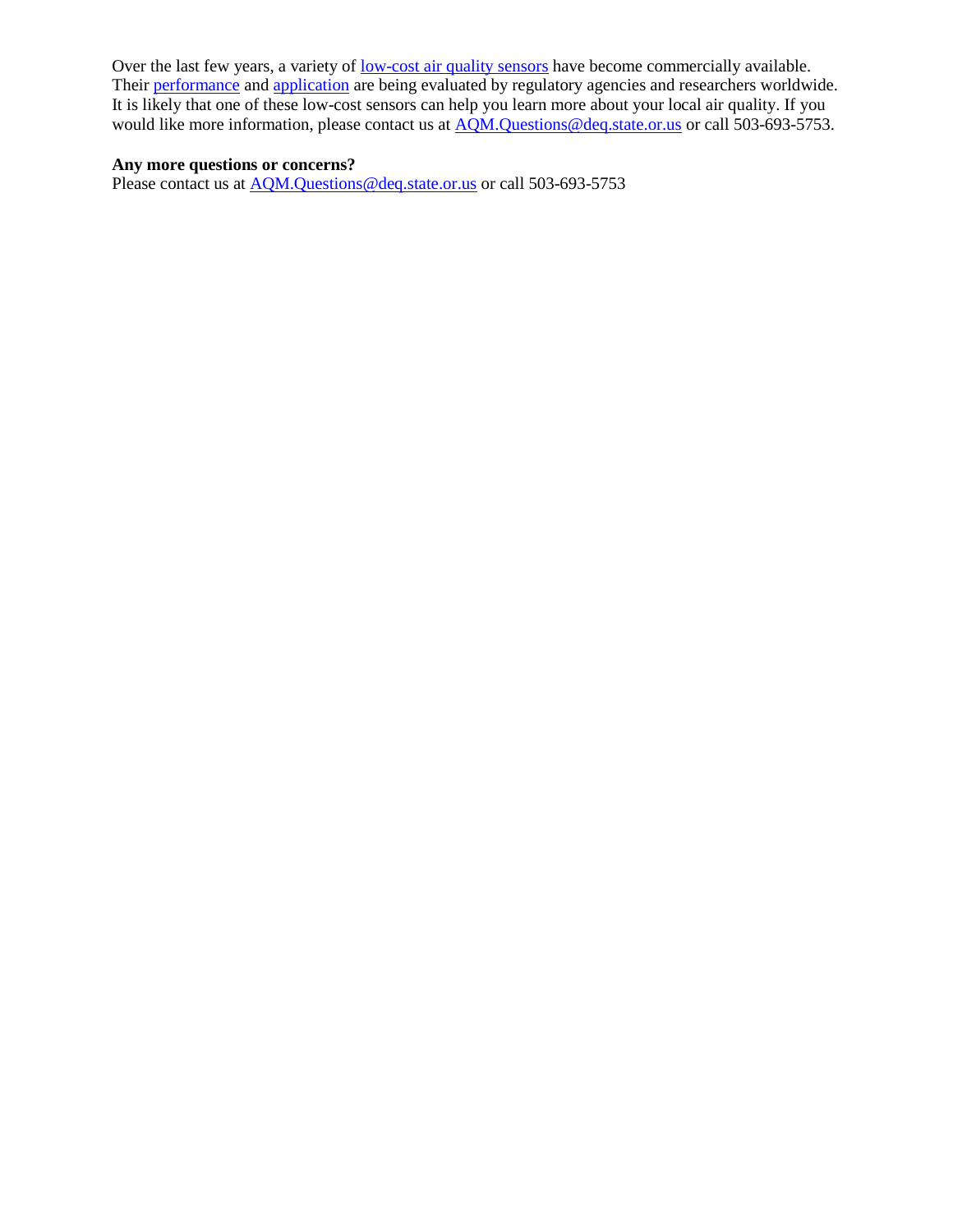Over the last few years, a variety of low-cost air quality sensors have become commercially available. Their performance and application are being evaluated by regulatory agencies and researchers worldwide. It is likely that one of these low-cost sensors can help you learn more about your local air quality. If you would like more information, please contact us at AQM.Questions@deq.state.or.us or call 503-693-5753.

**Any more questions or concerns?**

Please contact us at AQM.Questions@deq.state.or.us or call 503-693-5753